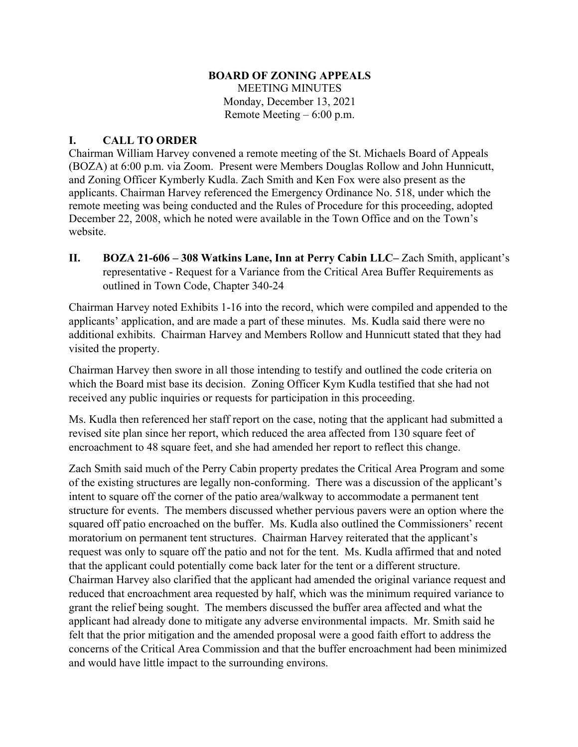**BOARD OF ZONING APPEALS**

MEETING MINUTES

Monday, December 13, 2021

Remote Meeting – 6:00 p.m.

## I. CALL TO ORDER

Chairman William Harvey convened a remote meeting of the St. Michaels Board of Appeals (BOZA) at 6:00 p.m. via Zoom. Present were Members Douglas Rollow and John Hunnicutt, and Zoning Officer Kymberly Kudla. Zach Smith and Ken Fox were also present as the applicants. Chairman Harvey referenced the Emergency Ordinance No. 518, under which the remote meeting was being conducted and the Rules of Procedure for this proceeding, adopted December 22, 2008, which he noted were available in the Town Office and on the Town's website.

## II. BOZA 21-606 – 308 Watkins Lane, Inn at Perry Cabin LLC– Zach Smith, applicant's representative - Request for a Variance from the Critical Area Buffer Requirements as outlined in Town Code, Chapter 340-24

Chairman Harvey noted Exhibits 1-16 into the record, which were compiled and appended to the applicants' application, and are made a part of these minutes. Ms. Kudla said there were no additional exhibits. Chairman Harvey and Members Rollow and Hunnicutt stated that they had visited the property.

Chairman Harvey then swore in all those intending to testify and outlined the code criteria on which the Board mist base its decision. Zoning Officer Kym Kudla testified that she had not received any public inquiries or requests for participation in this proceeding.

Ms. Kudla then referenced her staff report on the case, noting that the applicant had submitted a revised site plan since her report, which reduced the area affected from 130 square feet of encroachment to 48 square feet, and she had amended her report to reflect this change.

Zach Smith said much of the Perry Cabin property predates the Critical Area Program and some of the existing structures are legally non-conforming. There was a discussion of the applicant's intent to square off the corner of the patio area/walkway to accommodate a permanent tent structure for events. The members discussed whether pervious pavers were an option where the squared off patio encroached on the buffer. Ms. Kudla also outlined the Commissioners' recent moratorium on permanent tent structures. Chairman Harvey reiterated that the applicant's request was only to square off the patio and not for the tent. Ms. Kudla affirmed that and noted that the applicant could potentially come back later for the tent or a different structure. Chairman Harvey also clarified that the applicant had amended the original variance request and reduced that encroachment area requested by half, which was the minimum required variance to grant the relief being sought. The members discussed the buffer area affected and what the applicant had already done to mitigate any adverse environmental impacts. Mr. Smith said he felt that the prior mitigation and the amended proposal were a good faith effort to address the concerns of the Critical Area Commission and that the buffer encroachment had been minimized and would have little impact to the surrounding environs.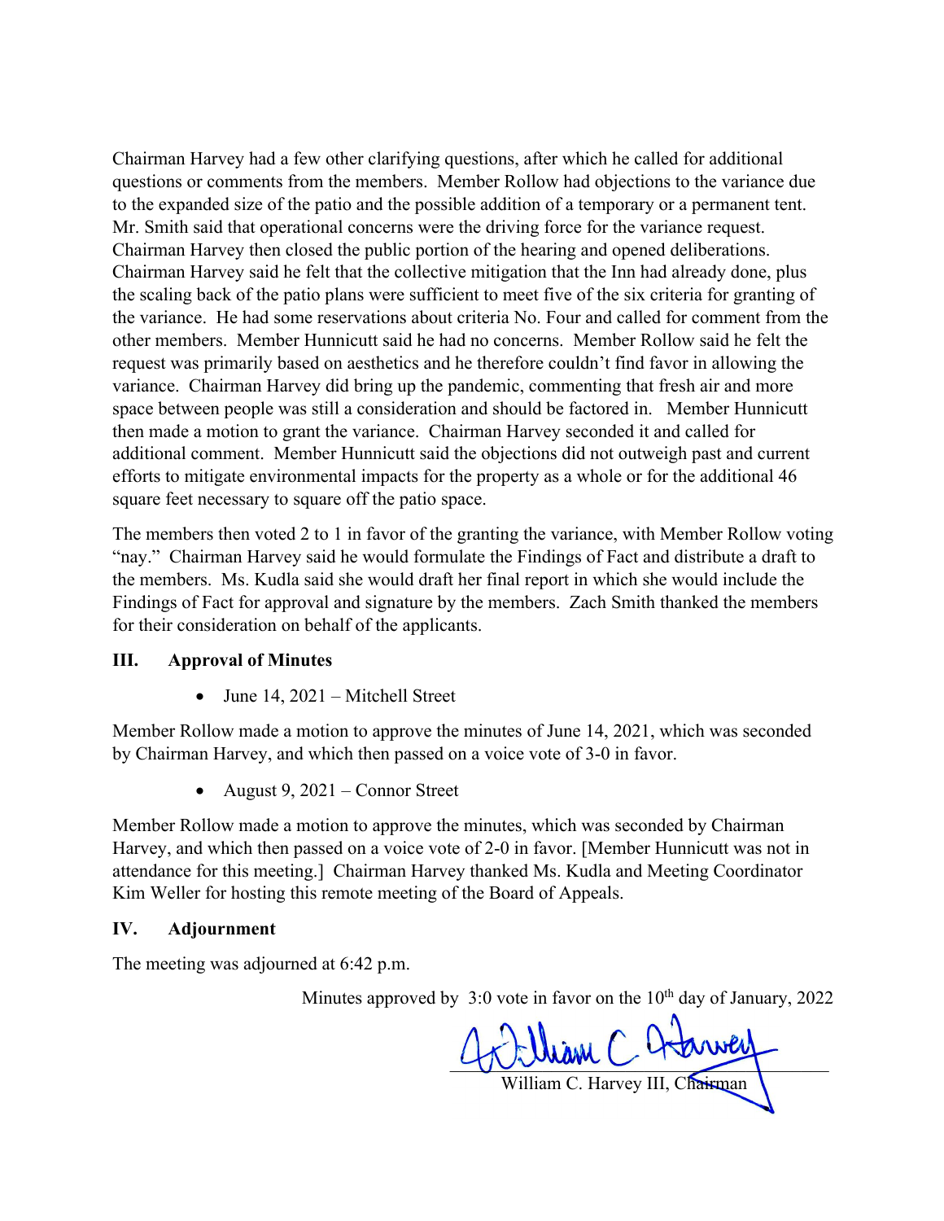Chairman Harvey had a few other clarifying questions, after which he called for additional questions or comments from the members. Member Rollow had objections to the variance due to the expanded size of the patio and the possible addition of a temporary or a permanent tent. Mr. Smith said that operational concerns were the driving force for the variance request. Chairman Harvey then closed the public portion of the hearing and opened deliberations. Chairman Harvey said he felt that the collective mitigation that the Inn had already done, plus the scaling back of the patio plans were sufficient to meet five of the six criteria for granting of the variance. He had some reservations about criteria No. Four and called for comment from the other members. Member Hunnicutt said he had no concerns. Member Rollow said he felt the request was primarily based on aesthetics and he therefore couldn't find favor in allowing the variance. Chairman Harvey did bring up the pandemic, commenting that fresh air and more space between people was still a consideration and should be factored in. Member Hunnicutt then made a motion to grant the variance. Chairman Harvey seconded it and called for additional comment. Member Hunnicutt said the objections did not outweigh past and current efforts to mitigate environmental impacts for the property as a whole or for the additional 46 square feet necessary to square off the patio space.

The members then voted 2 to 1 in favor of the granting the variance, with Member Rollow voting "nay." Chairman Harvey said he would formulate the Findings of Fact and distribute a draft to the members. Ms. Kudla said she would draft her final report in which she would include the Findings of Fact for approval and signature by the members. Zach Smith thanked the members for their consideration on behalf of the applicants.

## III. Approval of Minutes

- June 14, 2021 – Mitchell Street

Member Rollow made a motion to approve the minutes of June 14, 2021, which was seconded by Chairman Harvey, and which then passed on a voice vote of 3-0 in favor.

- August 9, 2021 – Connor Street

Member Rollow made a motion to approve the minutes, which was seconded by Chairman Harvey, and which then passed on a voice vote of 2-0 in favor. [Member Hunnicutt was not in attendance for this meeting.] Chairman Harvey thanked Ms. Kudla and Meeting Coordinator Kim Weller for hosting this remote meeting of the Board of Appeals.

## IV. Adjournment

The meeting was adjourned at 6:42 p.m.

Minutes approved by 3:0 vote in favor on the 10th day of January, 2022

William C. Harvey

William C. Harvey III, Chairman